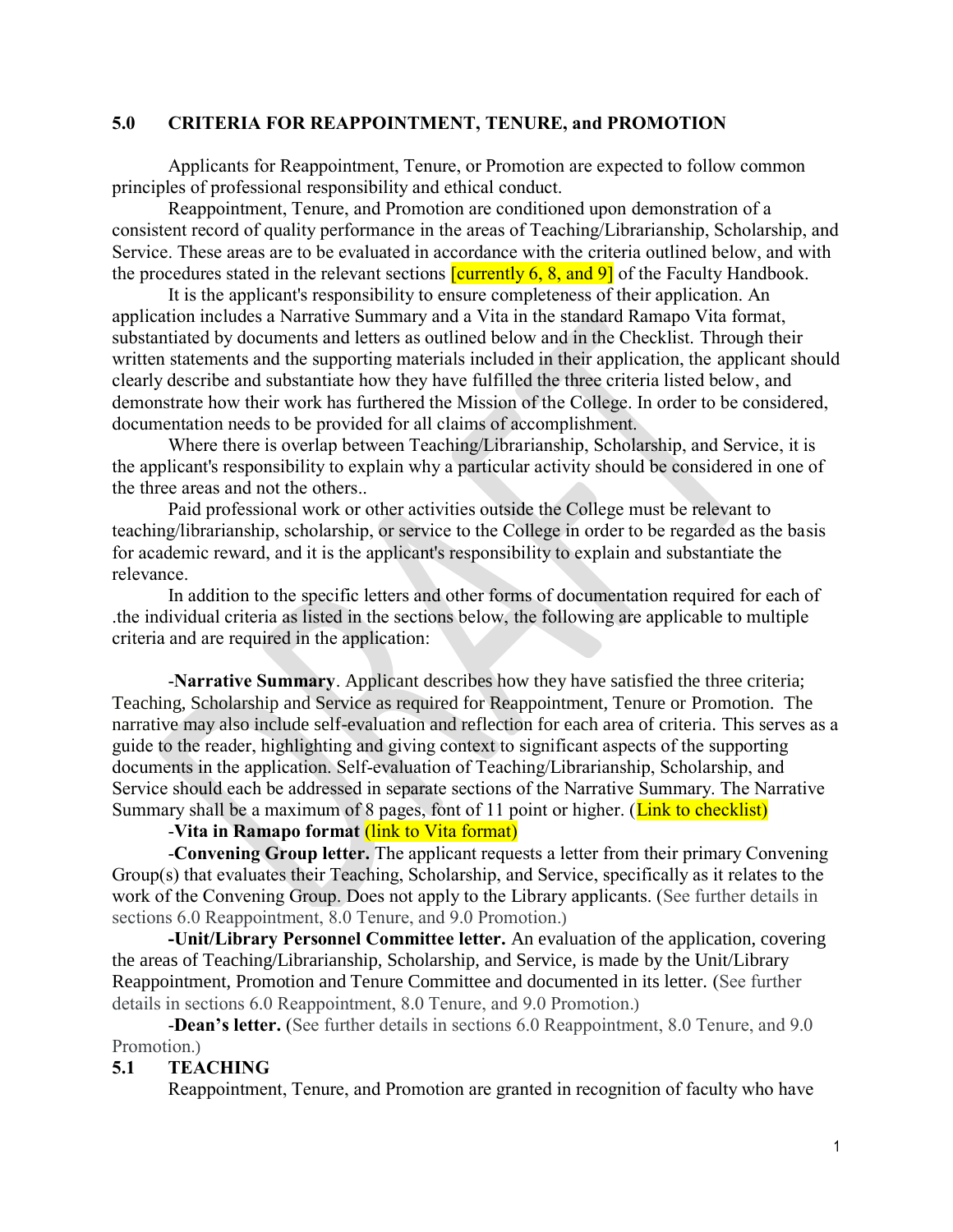## 5.0 CRITERIA FOR REAPPOINTMENT, TENURE, and PROMOTION

Applicants for Reappointment, Tenure, or Promotion are expected to follow common principles of professional responsibility and ethical conduct.

Reappointment, Tenure, and Promotion are conditioned upon demonstration of a consistent record of quality performance in the areas of Teaching/Librarianship, Scholarship, and Service. These areas are to be evaluated in accordance with the criteria outlined below, and with the procedures stated in the relevant sections [currently 6, 8, and 9] of the Faculty Handbook.

It is the applicant's responsibility to ensure completeness of their application. An application includes a Narrative Summary and a Vita in the standard Ramapo Vita format, substantiated by documents and letters as outlined below and in the Checklist. Through their written statements and the supporting materials included in their application, the applicant should clearly describe and substantiate how they have fulfilled the three criteria listed below, and demonstrate how their work has furthered the Mission of the College. In order to be considered, documentation needs to be provided for all claims of accomplishment.

Where there is overlap between Teaching/Librarianship, Scholarship, and Service, it is the applicant's responsibility to explain why a particular activity should be considered in one of the three areas and not the others..

Paid professional work or other activities outside the College must be relevant to teaching/librarianship, scholarship, or service to the College in order to be regarded as the basis for academic reward, and it is the applicant's responsibility to explain and substantiate the relevance.

In addition to the specific letters and other forms of documentation required for each of .the individual criteria as listed in the sections below, the following are applicable to multiple criteria and are required in the application:

-**Narrative Summary**. Applicant describes how they have satisfied the three criteria; Teaching, Scholarship and Service as required for Reappointment, Tenure or Promotion. The narrative may also include self-evaluation and reflection for each area of criteria. This serves as a guide to the reader, highlighting and giving context to significant aspects of the supporting documents in the application. Self-evaluation of Teaching/Librarianship, Scholarship, and Service should each be addressed in separate sections of the Narrative Summary. The Narrative Summary shall be a maximum of 8 pages, font of 11 point or higher. (Link to checklist)

-**Vita in Ramapo format** (link to Vita format)

-**Convening Group letter.** The applicant requests a letter from their primary Convening Group(s) that evaluates their Teaching, Scholarship, and Service, specifically as it relates to the work of the Convening Group. Does not apply to the Library applicants. (See further details in sections 6.0 Reappointment, 8.0 Tenure, and 9.0 Promotion.)

**-Unit/Library Personnel Committee letter.** An evaluation of the application, covering the areas of Teaching/Librarianship, Scholarship, and Service, is made by the Unit/Library Reappointment, Promotion and Tenure Committee and documented in its letter. (See further details in sections 6.0 Reappointment, 8.0 Tenure, and 9.0 Promotion.)

-**Dean's letter.** (See further details in sections 6.0 Reappointment, 8.0 Tenure, and 9.0 Promotion.)

## 5.1 TEACHING

Reappointment, Tenure, and Promotion are granted in recognition of faculty who have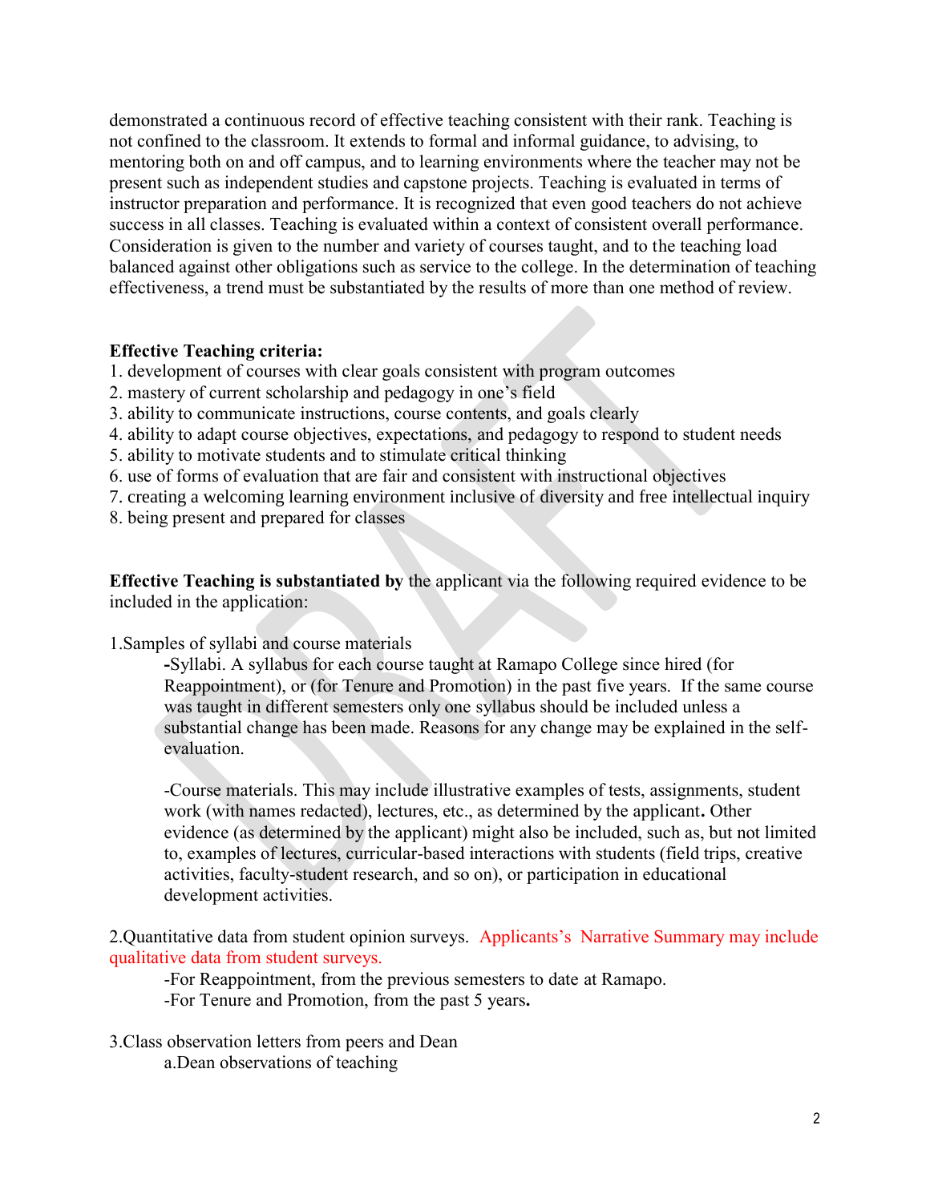demonstrated a continuous record of effective teaching consistent with their rank. Teaching is not confined to the classroom. It extends to formal and informal guidance, to advising, to mentoring both on and off campus, and to learning environments where the teacher may not be present such as independent studies and capstone projects. Teaching is evaluated in terms of instructor preparation and performance. It is recognized that even good teachers do not achieve success in all classes. Teaching is evaluated within a context of consistent overall performance. Consideration is given to the number and variety of courses taught, and to the teaching load balanced against other obligations such as service to the college. In the determination of teaching effectiveness, a trend must be substantiated by the results of more than one method of review.

**Effective Teaching criteria:**

1. development of courses with clear goals consistent with program outcomes
2. mastery of current scholarship and pedagogy in one's field
3. ability to communicate instructions, course contents, and goals clearly
4. ability to adapt course objectives, expectations, and pedagogy to respond to student needs
5. ability to motivate students and to stimulate critical thinking
6. use of forms of evaluation that are fair and consistent with instructional objectives
7. creating a welcoming learning environment inclusive of diversity and free intellectual inquiry
8. being present and prepared for classes

**Effective Teaching is substantiated by** the applicant via the following required evidence to be included in the application:

1.Samples of syllabi and course materials

> **-**Syllabi. A syllabus for each course taught at Ramapo College since hired (for Reappointment), or (for Tenure and Promotion) in the past five years. If the same course was taught in different semesters only one syllabus should be included unless a substantial change has been made. Reasons for any change may be explained in the self-evaluation.
>
> -Course materials. This may include illustrative examples of tests, assignments, student work (with names redacted), lectures, etc., as determined by the applicant**.** Other evidence (as determined by the applicant) might also be included, such as, but not limited to, examples of lectures, curricular-based interactions with students (field trips, creative activities, faculty-student research, and so on), or participation in educational development activities.

2.Quantitative data from student opinion surveys. Applicants's Narrative Summary may include qualitative data from student surveys.

> -For Reappointment, from the previous semesters to date at Ramapo.
>
> -For Tenure and Promotion, from the past 5 years**.**

3.Class observation letters from peers and Dean

> a.Dean observations of teaching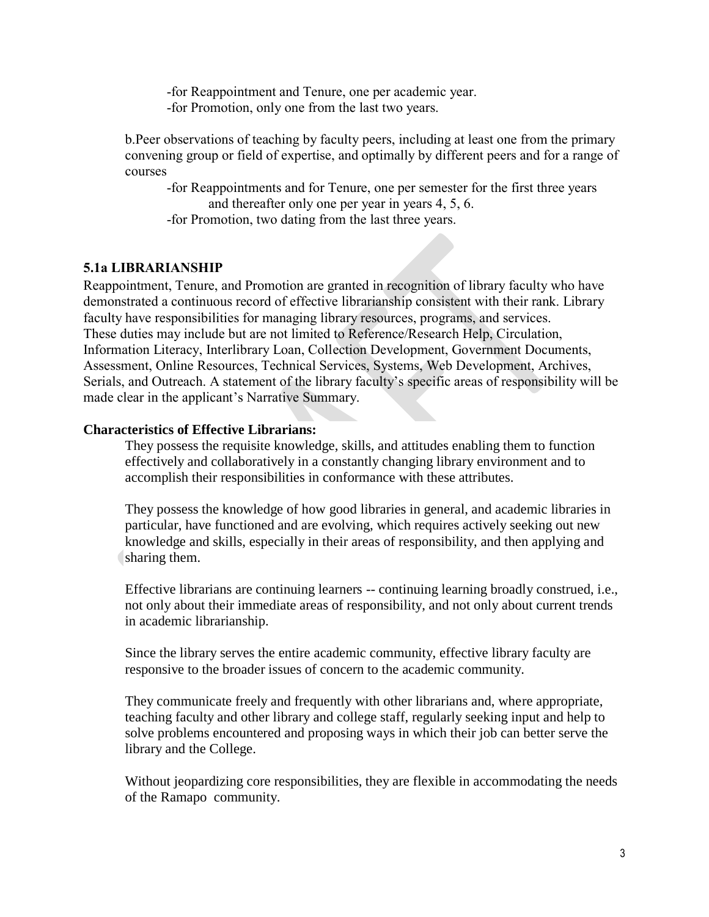-for Reappointment and Tenure, one per academic year.
-for Promotion, only one from the last two years.

b.Peer observations of teaching by faculty peers, including at least one from the primary convening group or field of expertise, and optimally by different peers and for a range of courses

-for Reappointments and for Tenure, one per semester for the first three years and thereafter only one per year in years 4, 5, 6.
-for Promotion, two dating from the last three years.

### 5.1a LIBRARIANSHIP

Reappointment, Tenure, and Promotion are granted in recognition of library faculty who have demonstrated a continuous record of effective librarianship consistent with their rank. Library faculty have responsibilities for managing library resources, programs, and services. These duties may include but are not limited to Reference/Research Help, Circulation, Information Literacy, Interlibrary Loan, Collection Development, Government Documents, Assessment, Online Resources, Technical Services, Systems, Web Development, Archives, Serials, and Outreach. A statement of the library faculty's specific areas of responsibility will be made clear in the applicant's Narrative Summary.

**Characteristics of Effective Librarians:**

They possess the requisite knowledge, skills, and attitudes enabling them to function effectively and collaboratively in a constantly changing library environment and to accomplish their responsibilities in conformance with these attributes.

They possess the knowledge of how good libraries in general, and academic libraries in particular, have functioned and are evolving, which requires actively seeking out new knowledge and skills, especially in their areas of responsibility, and then applying and sharing them.

Effective librarians are continuing learners -- continuing learning broadly construed, i.e., not only about their immediate areas of responsibility, and not only about current trends in academic librarianship.

Since the library serves the entire academic community, effective library faculty are responsive to the broader issues of concern to the academic community.

They communicate freely and frequently with other librarians and, where appropriate, teaching faculty and other library and college staff, regularly seeking input and help to solve problems encountered and proposing ways in which their job can better serve the library and the College.

Without jeopardizing core responsibilities, they are flexible in accommodating the needs of the Ramapo community.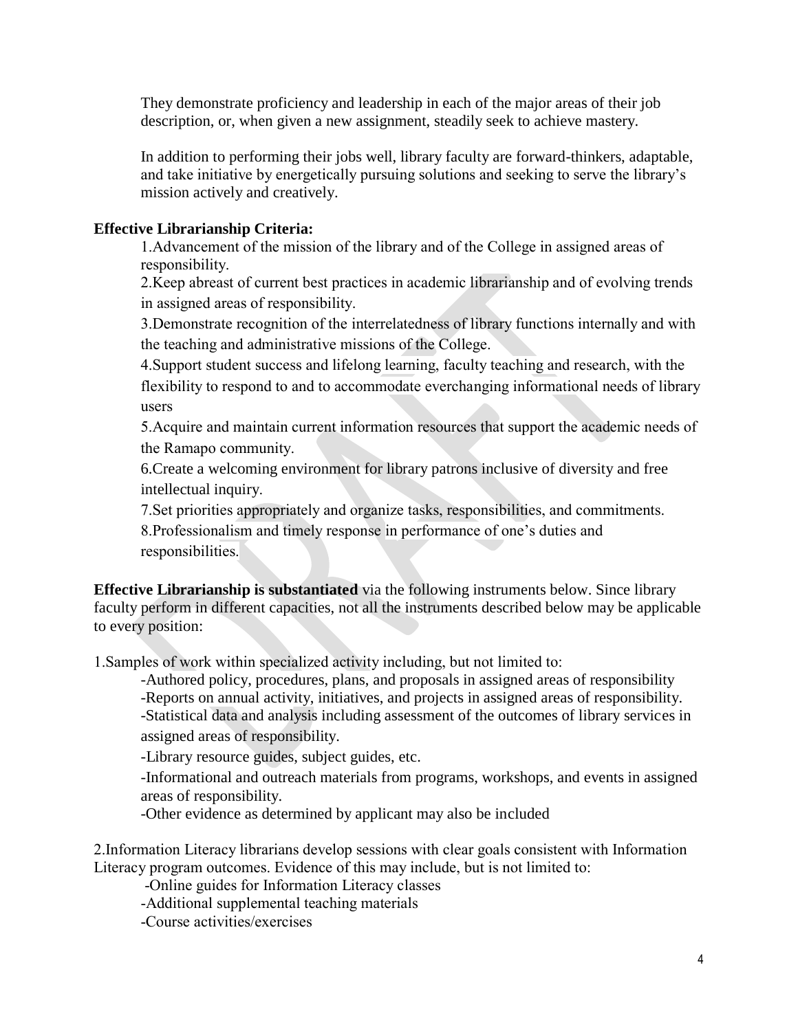They demonstrate proficiency and leadership in each of the major areas of their job description, or, when given a new assignment, steadily seek to achieve mastery.

In addition to performing their jobs well, library faculty are forward-thinkers, adaptable, and take initiative by energetically pursuing solutions and seeking to serve the library's mission actively and creatively.

**Effective Librarianship Criteria:**

1. Advancement of the mission of the library and of the College in assigned areas of responsibility.
2. Keep abreast of current best practices in academic librarianship and of evolving trends in assigned areas of responsibility.
3. Demonstrate recognition of the interrelatedness of library functions internally and with the teaching and administrative missions of the College.
4. Support student success and lifelong learning, faculty teaching and research, with the flexibility to respond to and to accommodate everchanging informational needs of library users
5. Acquire and maintain current information resources that support the academic needs of the Ramapo community.
6. Create a welcoming environment for library patrons inclusive of diversity and free intellectual inquiry.
7. Set priorities appropriately and organize tasks, responsibilities, and commitments.
8. Professionalism and timely response in performance of one's duties and responsibilities.

**Effective Librarianship is substantiated** via the following instruments below. Since library faculty perform in different capacities, not all the instruments described below may be applicable to every position:

1. Samples of work within specialized activity including, but not limited to:
   - Authored policy, procedures, plans, and proposals in assigned areas of responsibility
   - Reports on annual activity, initiatives, and projects in assigned areas of responsibility.
   - Statistical data and analysis including assessment of the outcomes of library services in assigned areas of responsibility.
   - Library resource guides, subject guides, etc.
   - Informational and outreach materials from programs, workshops, and events in assigned areas of responsibility.
   - Other evidence as determined by applicant may also be included

2. Information Literacy librarians develop sessions with clear goals consistent with Information Literacy program outcomes. Evidence of this may include, but is not limited to:
   - Online guides for Information Literacy classes
   - Additional supplemental teaching materials
   - Course activities/exercises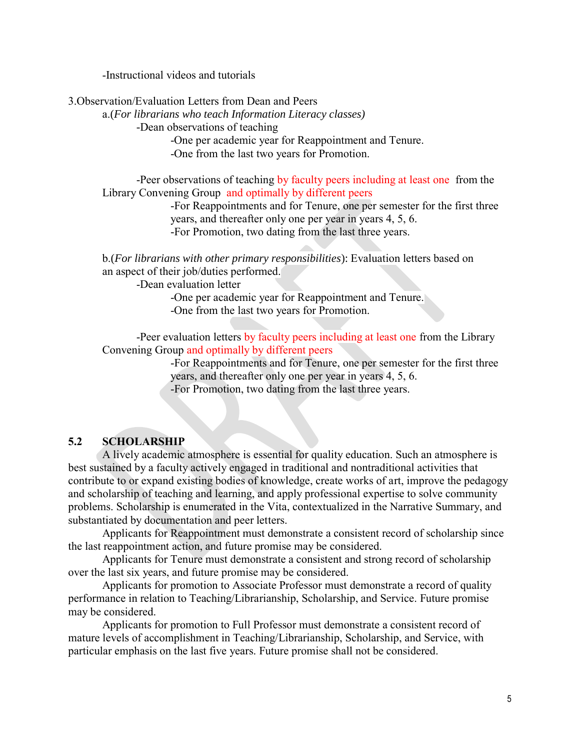-Instructional videos and tutorials

3.Observation/Evaluation Letters from Dean and Peers

a.(*For librarians who teach Information Literacy classes)*

-Dean observations of teaching

-One per academic year for Reappointment and Tenure.

-One from the last two years for Promotion.

-Peer observations of teaching by faculty peers including at least one from the Library Convening Group and optimally by different peers

-For Reappointments and for Tenure, one per semester for the first three years, and thereafter only one per year in years 4, 5, 6.

-For Promotion, two dating from the last three years.

b.(*For librarians with other primary responsibilities*): Evaluation letters based on an aspect of their job/duties performed.

-Dean evaluation letter

-One per academic year for Reappointment and Tenure.

-One from the last two years for Promotion.

-Peer evaluation letters by faculty peers including at least one from the Library Convening Group and optimally by different peers

-For Reappointments and for Tenure, one per semester for the first three years, and thereafter only one per year in years 4, 5, 6.

-For Promotion, two dating from the last three years.

## 5.2 SCHOLARSHIP

A lively academic atmosphere is essential for quality education. Such an atmosphere is best sustained by a faculty actively engaged in traditional and nontraditional activities that contribute to or expand existing bodies of knowledge, create works of art, improve the pedagogy and scholarship of teaching and learning, and apply professional expertise to solve community problems. Scholarship is enumerated in the Vita, contextualized in the Narrative Summary, and substantiated by documentation and peer letters.

Applicants for Reappointment must demonstrate a consistent record of scholarship since the last reappointment action, and future promise may be considered.

Applicants for Tenure must demonstrate a consistent and strong record of scholarship over the last six years, and future promise may be considered.

Applicants for promotion to Associate Professor must demonstrate a record of quality performance in relation to Teaching/Librarianship, Scholarship, and Service. Future promise may be considered.

Applicants for promotion to Full Professor must demonstrate a consistent record of mature levels of accomplishment in Teaching/Librarianship, Scholarship, and Service, with particular emphasis on the last five years. Future promise shall not be considered.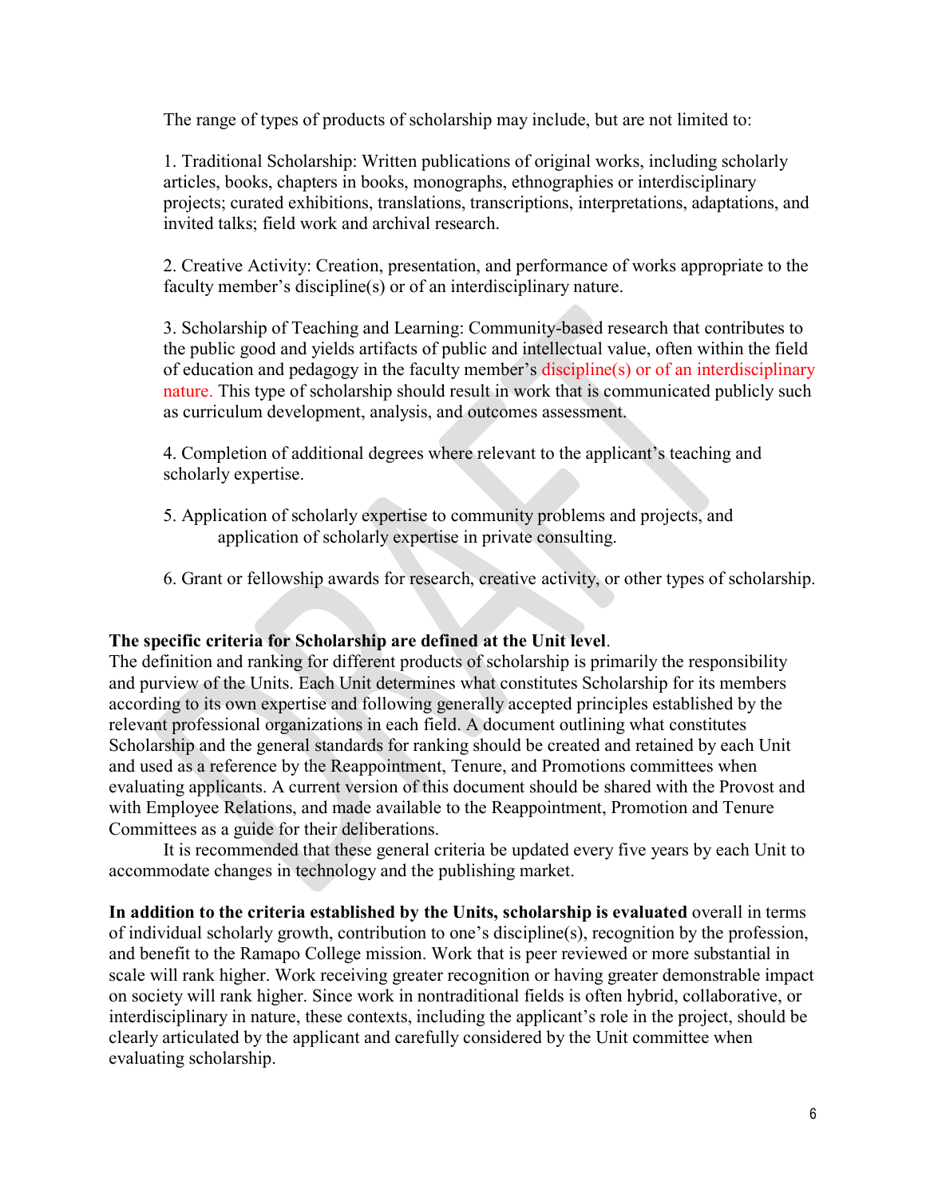The range of types of products of scholarship may include, but are not limited to:

1. Traditional Scholarship: Written publications of original works, including scholarly articles, books, chapters in books, monographs, ethnographies or interdisciplinary projects; curated exhibitions, translations, transcriptions, interpretations, adaptations, and invited talks; field work and archival research.

2. Creative Activity: Creation, presentation, and performance of works appropriate to the faculty member's discipline(s) or of an interdisciplinary nature.

3. Scholarship of Teaching and Learning: Community-based research that contributes to the public good and yields artifacts of public and intellectual value, often within the field of education and pedagogy in the faculty member's discipline(s) or of an interdisciplinary nature. This type of scholarship should result in work that is communicated publicly such as curriculum development, analysis, and outcomes assessment.

4. Completion of additional degrees where relevant to the applicant's teaching and scholarly expertise.

5. Application of scholarly expertise to community problems and projects, and application of scholarly expertise in private consulting.

6. Grant or fellowship awards for research, creative activity, or other types of scholarship.

**The specific criteria for Scholarship are defined at the Unit level**.
The definition and ranking for different products of scholarship is primarily the responsibility and purview of the Units. Each Unit determines what constitutes Scholarship for its members according to its own expertise and following generally accepted principles established by the relevant professional organizations in each field. A document outlining what constitutes Scholarship and the general standards for ranking should be created and retained by each Unit and used as a reference by the Reappointment, Tenure, and Promotions committees when evaluating applicants. A current version of this document should be shared with the Provost and with Employee Relations, and made available to the Reappointment, Promotion and Tenure Committees as a guide for their deliberations.

It is recommended that these general criteria be updated every five years by each Unit to accommodate changes in technology and the publishing market.

**In addition to the criteria established by the Units, scholarship is evaluated** overall in terms of individual scholarly growth, contribution to one's discipline(s), recognition by the profession, and benefit to the Ramapo College mission. Work that is peer reviewed or more substantial in scale will rank higher. Work receiving greater recognition or having greater demonstrable impact on society will rank higher. Since work in nontraditional fields is often hybrid, collaborative, or interdisciplinary in nature, these contexts, including the applicant's role in the project, should be clearly articulated by the applicant and carefully considered by the Unit committee when evaluating scholarship.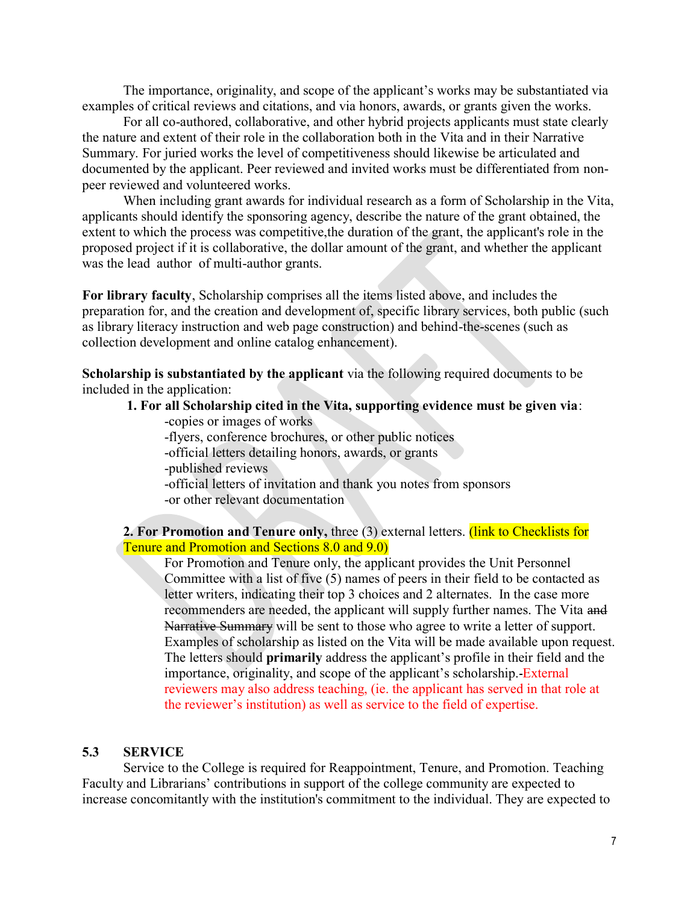The importance, originality, and scope of the applicant's works may be substantiated via examples of critical reviews and citations, and via honors, awards, or grants given the works.

For all co-authored, collaborative, and other hybrid projects applicants must state clearly the nature and extent of their role in the collaboration both in the Vita and in their Narrative Summary. For juried works the level of competitiveness should likewise be articulated and documented by the applicant. Peer reviewed and invited works must be differentiated from non-peer reviewed and volunteered works.

When including grant awards for individual research as a form of Scholarship in the Vita, applicants should identify the sponsoring agency, describe the nature of the grant obtained, the extent to which the process was competitive,the duration of the grant, the applicant's role in the proposed project if it is collaborative, the dollar amount of the grant, and whether the applicant was the lead author of multi-author grants.

**For library faculty**, Scholarship comprises all the items listed above, and includes the preparation for, and the creation and development of, specific library services, both public (such as library literacy instruction and web page construction) and behind-the-scenes (such as collection development and online catalog enhancement).

**Scholarship is substantiated by the applicant** via the following required documents to be included in the application:

**1. For all Scholarship cited in the Vita, supporting evidence must be given via**:

-copies or images of works
-flyers, conference brochures, or other public notices
-official letters detailing honors, awards, or grants
-published reviews
-official letters of invitation and thank you notes from sponsors
-or other relevant documentation

**2. For Promotion and Tenure only,** three (3) external letters. (link to Checklists for Tenure and Promotion and Sections 8.0 and 9.0)

For Promotion and Tenure only, the applicant provides the Unit Personnel Committee with a list of five (5) names of peers in their field to be contacted as letter writers, indicating their top 3 choices and 2 alternates. In the case more recommenders are needed, the applicant will supply further names. The Vita ~~and Narrative Summary~~ will be sent to those who agree to write a letter of support. Examples of scholarship as listed on the Vita will be made available upon request. The letters should **primarily** address the applicant's profile in their field and the importance, originality, and scope of the applicant's scholarship.-External reviewers may also address teaching, (ie. the applicant has served in that role at the reviewer's institution) as well as service to the field of expertise.

## 5.3 SERVICE

Service to the College is required for Reappointment, Tenure, and Promotion. Teaching Faculty and Librarians' contributions in support of the college community are expected to increase concomitantly with the institution's commitment to the individual. They are expected to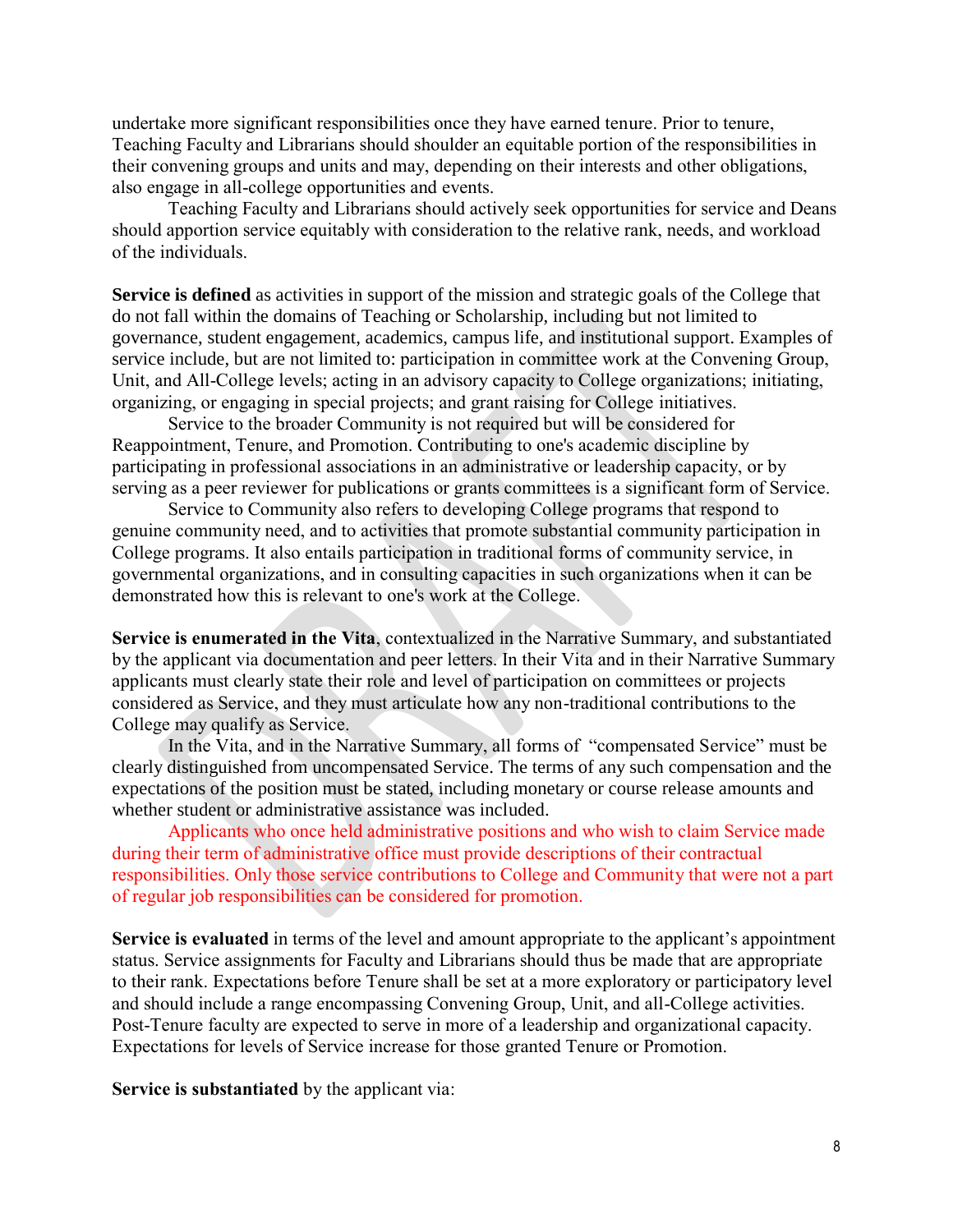undertake more significant responsibilities once they have earned tenure. Prior to tenure, Teaching Faculty and Librarians should shoulder an equitable portion of the responsibilities in their convening groups and units and may, depending on their interests and other obligations, also engage in all-college opportunities and events.

Teaching Faculty and Librarians should actively seek opportunities for service and Deans should apportion service equitably with consideration to the relative rank, needs, and workload of the individuals.

**Service is defined** as activities in support of the mission and strategic goals of the College that do not fall within the domains of Teaching or Scholarship, including but not limited to governance, student engagement, academics, campus life, and institutional support. Examples of service include, but are not limited to: participation in committee work at the Convening Group, Unit, and All-College levels; acting in an advisory capacity to College organizations; initiating, organizing, or engaging in special projects; and grant raising for College initiatives.

Service to the broader Community is not required but will be considered for Reappointment, Tenure, and Promotion. Contributing to one's academic discipline by participating in professional associations in an administrative or leadership capacity, or by serving as a peer reviewer for publications or grants committees is a significant form of Service.

Service to Community also refers to developing College programs that respond to genuine community need, and to activities that promote substantial community participation in College programs. It also entails participation in traditional forms of community service, in governmental organizations, and in consulting capacities in such organizations when it can be demonstrated how this is relevant to one's work at the College.

**Service is enumerated in the Vita**, contextualized in the Narrative Summary, and substantiated by the applicant via documentation and peer letters. In their Vita and in their Narrative Summary applicants must clearly state their role and level of participation on committees or projects considered as Service, and they must articulate how any non-traditional contributions to the College may qualify as Service.

In the Vita, and in the Narrative Summary, all forms of "compensated Service" must be clearly distinguished from uncompensated Service. The terms of any such compensation and the expectations of the position must be stated, including monetary or course release amounts and whether student or administrative assistance was included.

Applicants who once held administrative positions and who wish to claim Service made during their term of administrative office must provide descriptions of their contractual responsibilities. Only those service contributions to College and Community that were not a part of regular job responsibilities can be considered for promotion.

**Service is evaluated** in terms of the level and amount appropriate to the applicant's appointment status. Service assignments for Faculty and Librarians should thus be made that are appropriate to their rank. Expectations before Tenure shall be set at a more exploratory or participatory level and should include a range encompassing Convening Group, Unit, and all-College activities. Post-Tenure faculty are expected to serve in more of a leadership and organizational capacity. Expectations for levels of Service increase for those granted Tenure or Promotion.

**Service is substantiated** by the applicant via: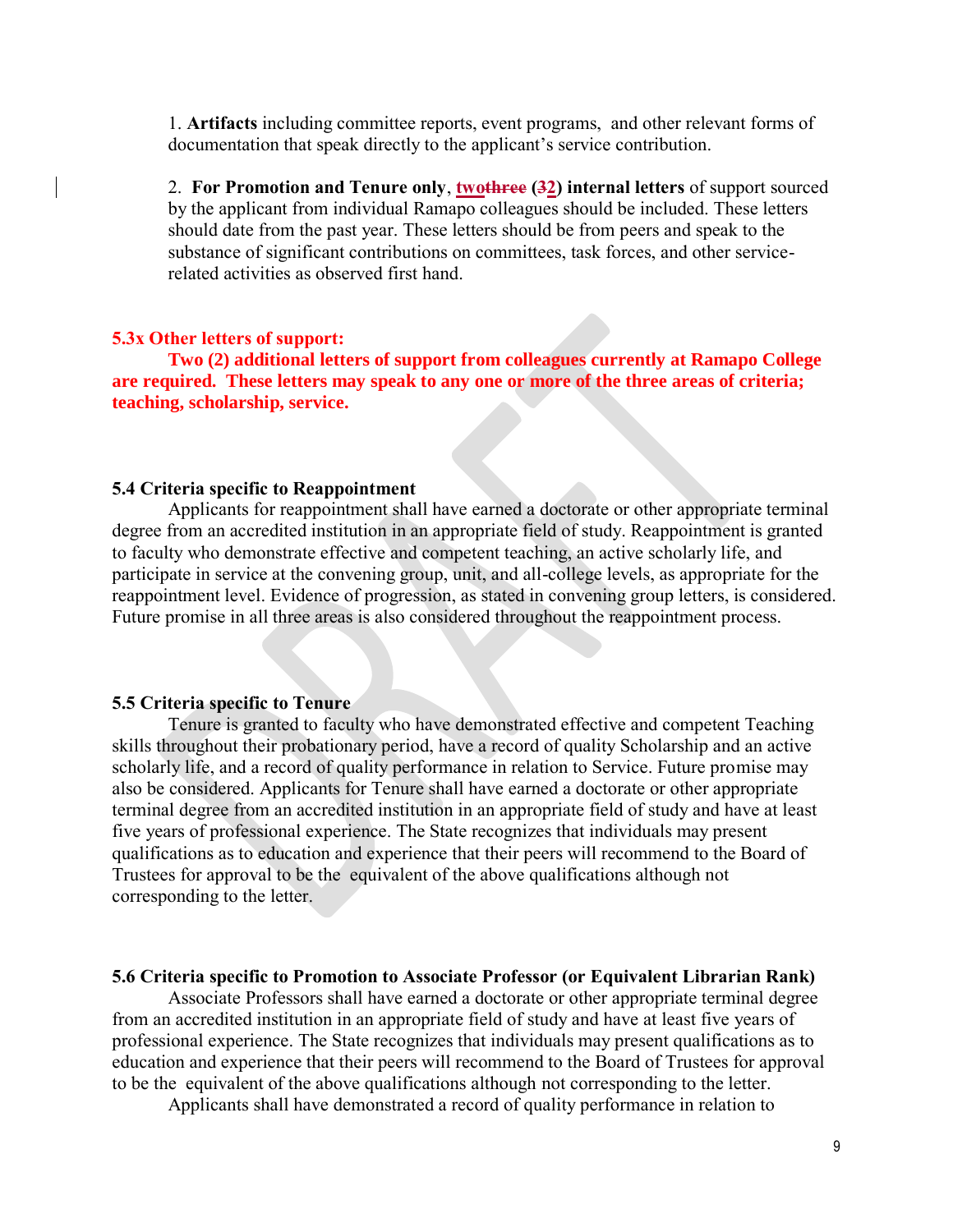1. **Artifacts** including committee reports, event programs, and other relevant forms of documentation that speak directly to the applicant's service contribution.

2. **For Promotion and Tenure only**, **twothree (32) internal letters** of support sourced by the applicant from individual Ramapo colleagues should be included. These letters should date from the past year. These letters should be from peers and speak to the substance of significant contributions on committees, task forces, and other service-related activities as observed first hand.

**5.3x Other letters of support:**

**Two (2) additional letters of support from colleagues currently at Ramapo College are required. These letters may speak to any one or more of the three areas of criteria; teaching, scholarship, service.**

**5.4 Criteria specific to Reappointment**

Applicants for reappointment shall have earned a doctorate or other appropriate terminal degree from an accredited institution in an appropriate field of study. Reappointment is granted to faculty who demonstrate effective and competent teaching, an active scholarly life, and participate in service at the convening group, unit, and all-college levels, as appropriate for the reappointment level. Evidence of progression, as stated in convening group letters, is considered. Future promise in all three areas is also considered throughout the reappointment process.

**5.5 Criteria specific to Tenure**

Tenure is granted to faculty who have demonstrated effective and competent Teaching skills throughout their probationary period, have a record of quality Scholarship and an active scholarly life, and a record of quality performance in relation to Service. Future promise may also be considered. Applicants for Tenure shall have earned a doctorate or other appropriate terminal degree from an accredited institution in an appropriate field of study and have at least five years of professional experience. The State recognizes that individuals may present qualifications as to education and experience that their peers will recommend to the Board of Trustees for approval to be the equivalent of the above qualifications although not corresponding to the letter.

**5.6 Criteria specific to Promotion to Associate Professor (or Equivalent Librarian Rank)**

Associate Professors shall have earned a doctorate or other appropriate terminal degree from an accredited institution in an appropriate field of study and have at least five years of professional experience. The State recognizes that individuals may present qualifications as to education and experience that their peers will recommend to the Board of Trustees for approval to be the equivalent of the above qualifications although not corresponding to the letter.

Applicants shall have demonstrated a record of quality performance in relation to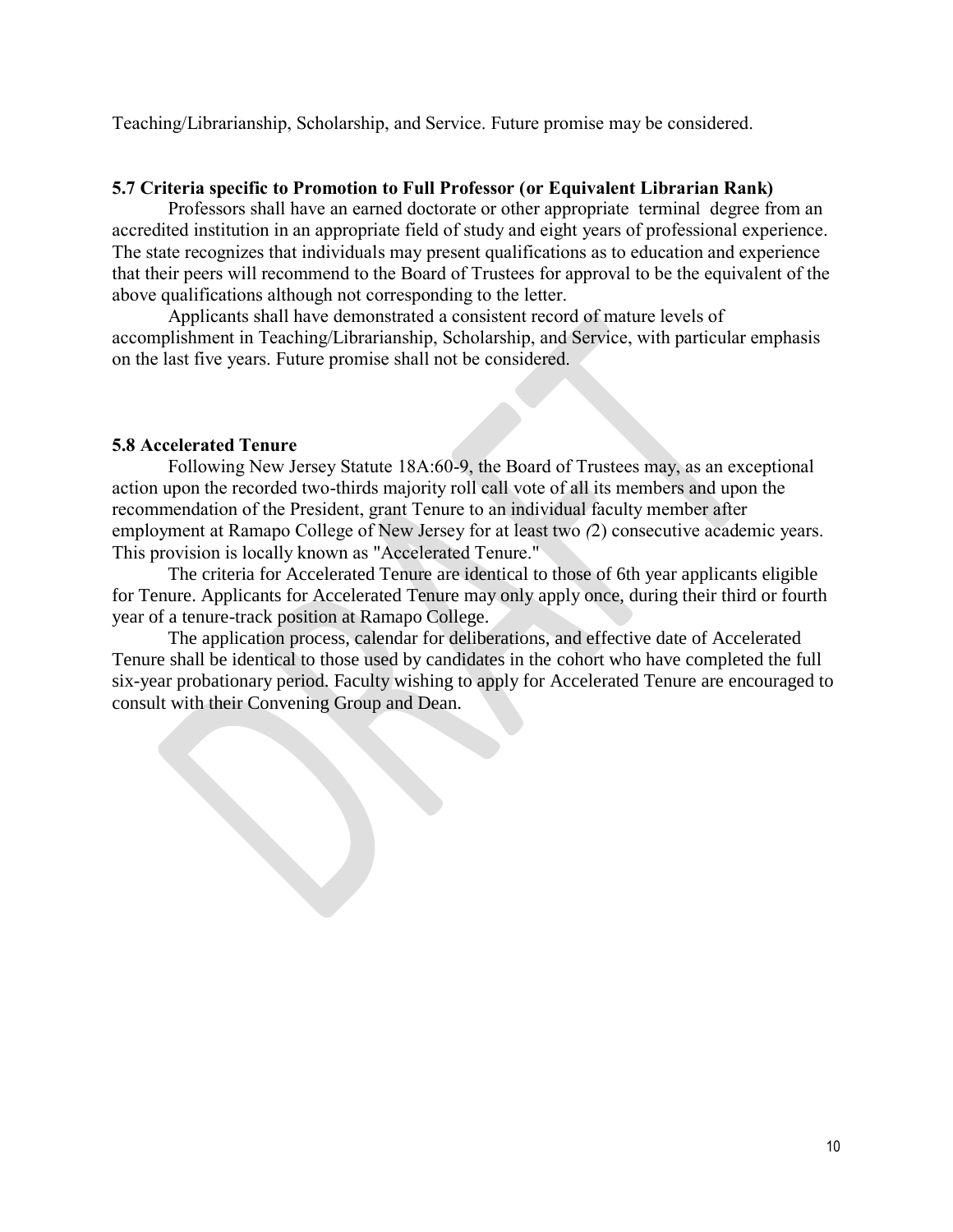Teaching/Librarianship, Scholarship, and Service. Future promise may be considered.

### 5.7 Criteria specific to Promotion to Full Professor (or Equivalent Librarian Rank)

Professors shall have an earned doctorate or other appropriate terminal degree from an accredited institution in an appropriate field of study and eight years of professional experience. The state recognizes that individuals may present qualifications as to education and experience that their peers will recommend to the Board of Trustees for approval to be the equivalent of the above qualifications although not corresponding to the letter.

Applicants shall have demonstrated a consistent record of mature levels of accomplishment in Teaching/Librarianship, Scholarship, and Service, with particular emphasis on the last five years. Future promise shall not be considered.

### 5.8 Accelerated Tenure

Following New Jersey Statute 18A:60-9, the Board of Trustees may, as an exceptional action upon the recorded two-thirds majority roll call vote of all its members and upon the recommendation of the President, grant Tenure to an individual faculty member after employment at Ramapo College of New Jersey for at least two (2) consecutive academic years. This provision is locally known as "Accelerated Tenure."

The criteria for Accelerated Tenure are identical to those of 6th year applicants eligible for Tenure. Applicants for Accelerated Tenure may only apply once, during their third or fourth year of a tenure-track position at Ramapo College.

The application process, calendar for deliberations, and effective date of Accelerated Tenure shall be identical to those used by candidates in the cohort who have completed the full six-year probationary period. Faculty wishing to apply for Accelerated Tenure are encouraged to consult with their Convening Group and Dean.